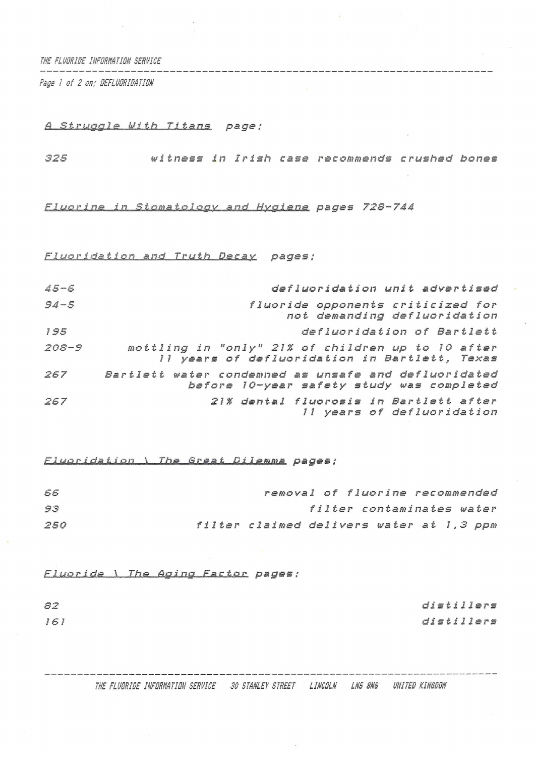*A Struggle With Titans* page;

| | |
|---|---|
| 325 | witness in Irish case recommends crushed bones |

*Fluorine in Stomatology and Hygiene* pages 728-744

*Fluoridation and Truth Decay* pages;

| | |
|---|---|
| 45-6 | defluoridation unit advertised |
| 94-5 | fluoride opponents criticized for not demanding defluoridation |
| 195 | defluoridation of Bartlett |
| 208-9 | mottling in "only" 21% of children up to 10 after 11 years of defluoridation in Bartlett, Texas |
| 267 | Bartlett water condemned as unsafe and defluoridated before 10-year safety study was completed |
| 267 | 21% dental fluorosis in Bartlett after 11 years of defluoridation |

*Fluoridation \ The Great Dilemma* pages;

| | |
|---|---|
| 66 | removal of fluorine recommended |
| 93 | filter contaminates water |
| 250 | filter claimed delivers water at 1,3 ppm |

*Fluoride \ The Aging Factor* pages;

| | |
|---|---|
| 82 | distillers |
| 161 | distillers |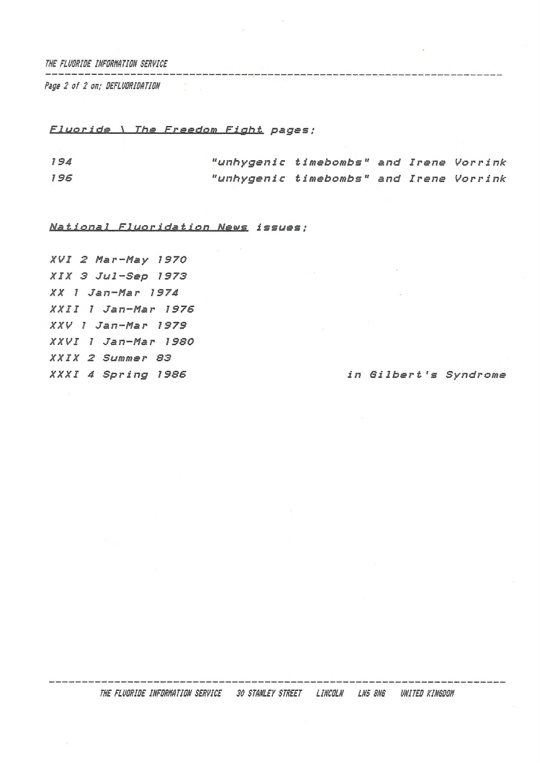*Fluoride \ The Freedom Fight* pages:

| | |
|---|---|
| 194 | "unhygenic timebombs" and Irene Vorrink |
| 196 | "unhygenic timebombs" and Irene Vorrink |

*National Fluoridation News* issues:

| | |
|---|---|
| XVI 2 Mar-May 1970 | |
| XIX 3 Jul-Sep 1973 | |
| XX 1 Jan-Mar 1974 | |
| XXII 1 Jan-Mar 1976 | |
| XXV 1 Jan-Mar 1979 | |
| XXVI 1 Jan-Mar 1980 | |
| XXIX 2 Summer 83 | |
| XXXI 4 Spring 1986 | in Gilbert's Syndrome |